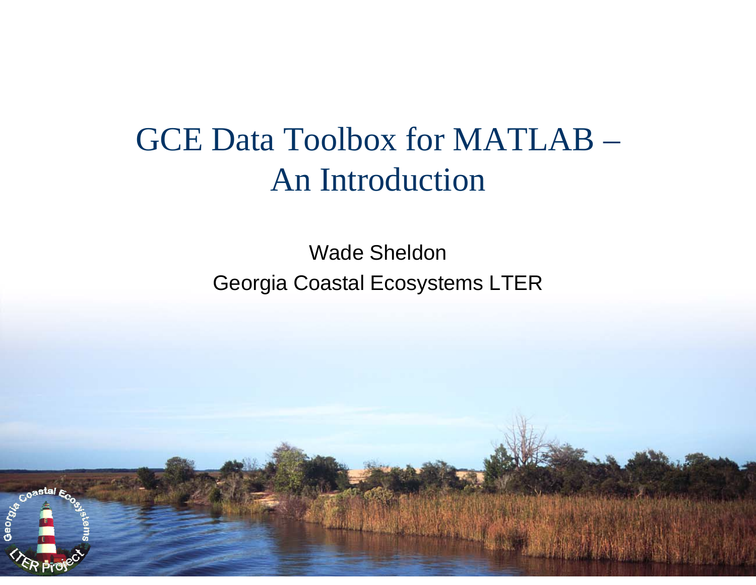# GCE Data Toolbox for MATLAB – An Introduction

Wade Sheldon

Georgia Coastal Ecosystems LTER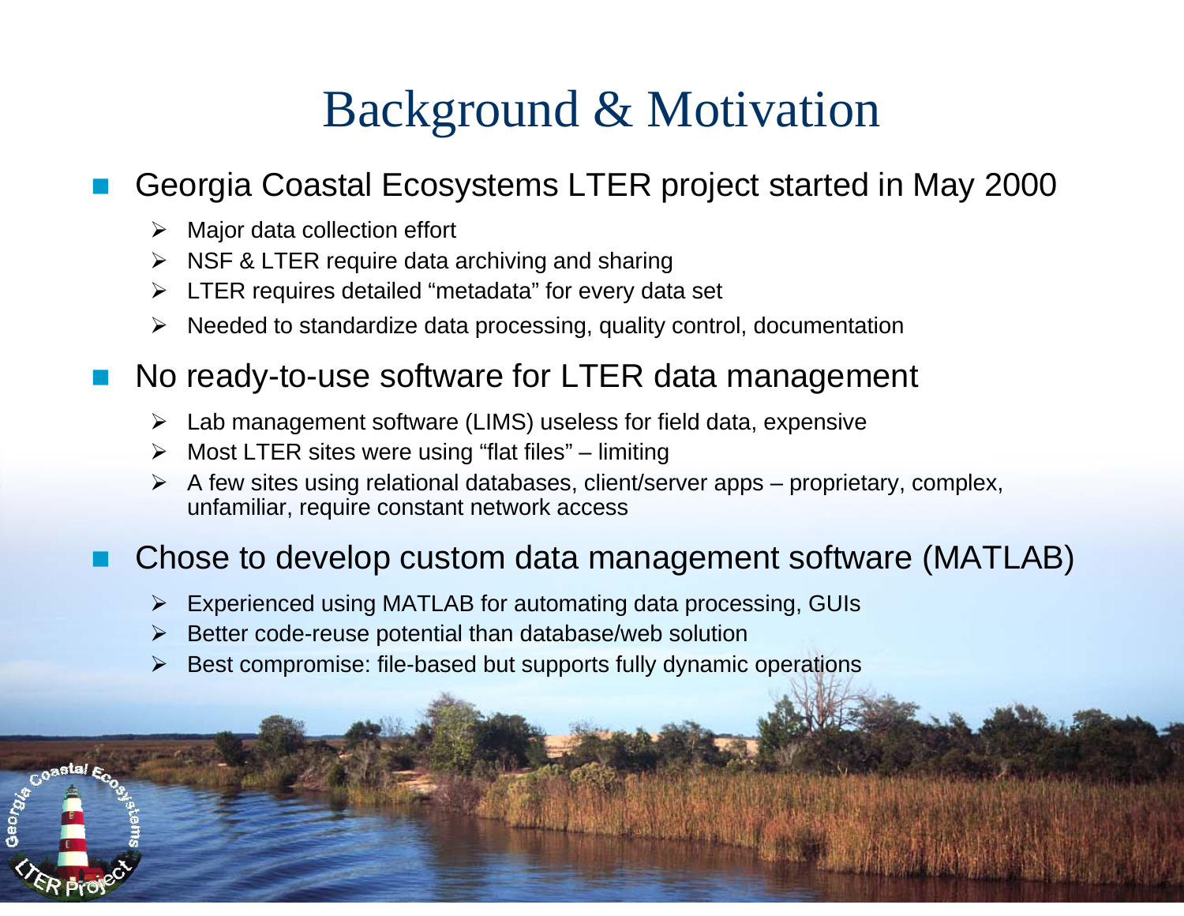# Background & Motivation

- Georgia Coastal Ecosystems LTER project started in May 2000
  - Major data collection effort
  - NSF & LTER require data archiving and sharing
  - LTER requires detailed “metadata” for every data set
  - Needed to standardize data processing, quality control, documentation
- No ready-to-use software for LTER data management
  - Lab management software (LIMS) useless for field data, expensive
  - Most LTER sites were using “flat files” – limiting
  - A few sites using relational databases, client/server apps – proprietary, complex, unfamiliar, require constant network access
- Chose to develop custom data management software (MATLAB)
  - Experienced using MATLAB for automating data processing, GUIs
  - Better code-reuse potential than database/web solution
  - Best compromise: file-based but supports fully dynamic operations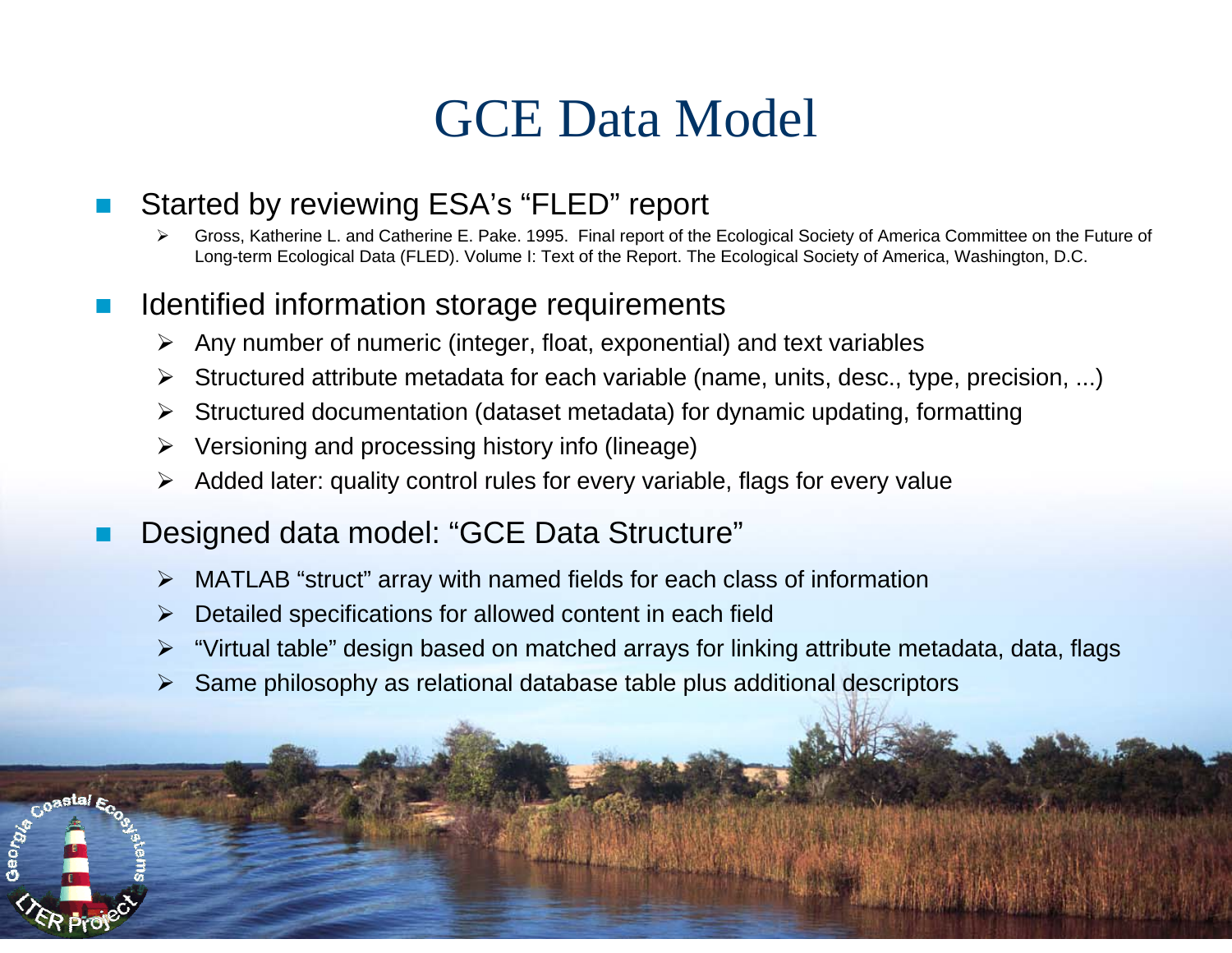# GCE Data Model

- Started by reviewing ESA's "FLED" report
  - Gross, Katherine L. and Catherine E. Pake. 1995. Final report of the Ecological Society of America Committee on the Future of Long-term Ecological Data (FLED). Volume I: Text of the Report. The Ecological Society of America, Washington, D.C.
- Identified information storage requirements
  - Any number of numeric (integer, float, exponential) and text variables
  - Structured attribute metadata for each variable (name, units, desc., type, precision, ...)
  - Structured documentation (dataset metadata) for dynamic updating, formatting
  - Versioning and processing history info (lineage)
  - Added later: quality control rules for every variable, flags for every value
- Designed data model: "GCE Data Structure"
  - MATLAB "struct" array with named fields for each class of information
  - Detailed specifications for allowed content in each field
  - "Virtual table" design based on matched arrays for linking attribute metadata, data, flags
  - Same philosophy as relational database table plus additional descriptors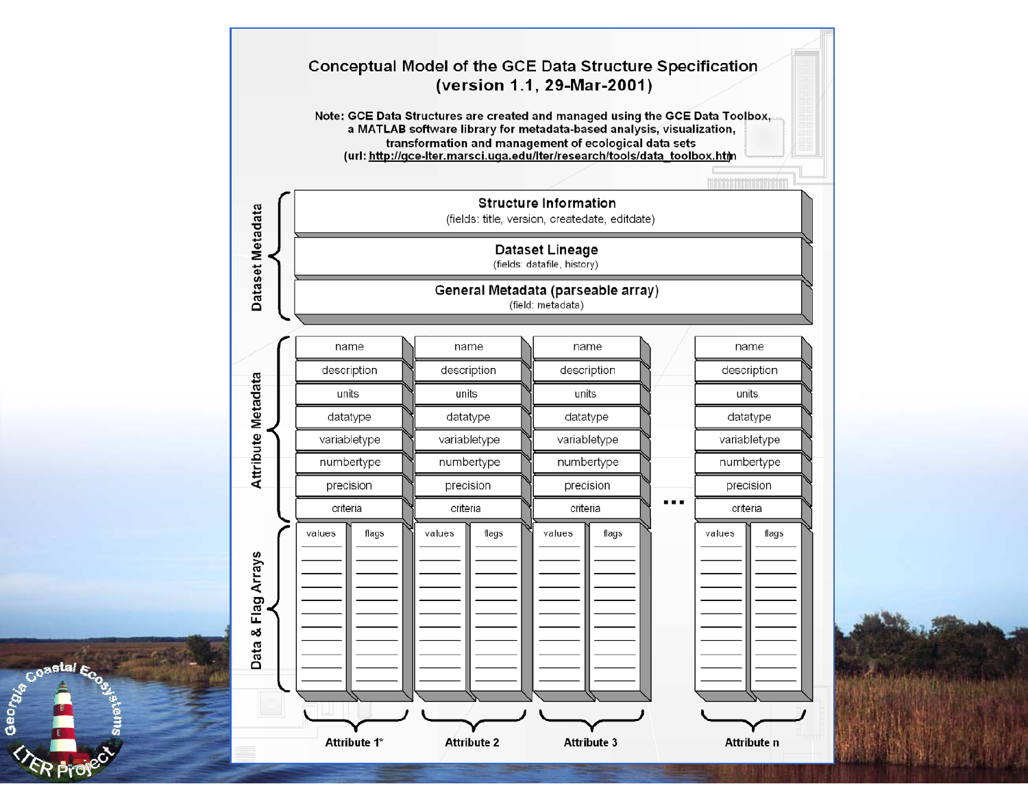# Conceptual Model of the GCE Data Structure Specification (version 1.1, 29-Mar-2001)

**Note: GCE Data Structures are created and managed using the GCE Data Toolbox, a MATLAB software library for metadata-based analysis, visualization, transformation and management of ecological data sets (url: http://gce-lter.marsci.uga.edu/lter/research/tools/data_toolbox.htm)**

**Dataset Metadata**

- **Structure Information** (fields: title, version, createdate, editdate)
- **Dataset Lineage** (fields: datafile, history)
- **General Metadata (parseable array)** (field: metadata)

**Attribute Metadata**

| Attribute 1* | Attribute 2 | Attribute 3 | ... | Attribute n |
|---|---|---|---|---|
| name | name | name | ... | name |
| description | description | description | ... | description |
| units | units | units | ... | units |
| datatype | datatype | datatype | ... | datatype |
| variabletype | variabletype | variabletype | ... | variabletype |
| numbertype | numbertype | numbertype | ... | numbertype |
| precision | precision | precision | ... | precision |
| criteria | criteria | criteria | ... | criteria |

**Data & Flag Arrays**

| Attribute 1* | | Attribute 2 | | Attribute 3 | | ... | Attribute n | |
|---|---|---|---|---|---|---|---|---|
| values | flags | values | flags | values | flags | ... | values | flags |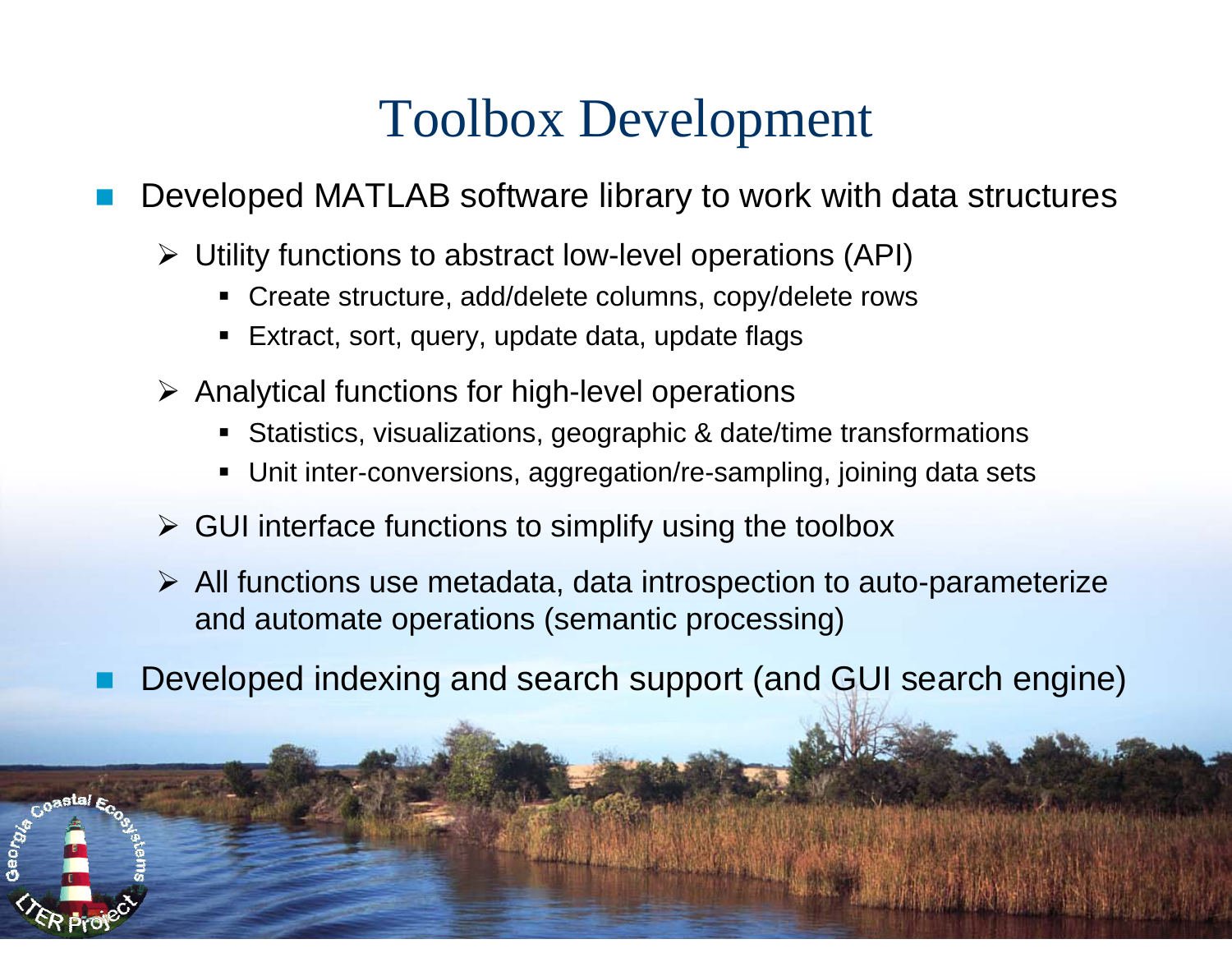# Toolbox Development

- Developed MATLAB software library to work with data structures
  - Utility functions to abstract low-level operations (API)
    - Create structure, add/delete columns, copy/delete rows
    - Extract, sort, query, update data, update flags
  - Analytical functions for high-level operations
    - Statistics, visualizations, geographic & date/time transformations
    - Unit inter-conversions, aggregation/re-sampling, joining data sets
  - GUI interface functions to simplify using the toolbox
  - All functions use metadata, data introspection to auto-parameterize and automate operations (semantic processing)
- Developed indexing and search support (and GUI search engine)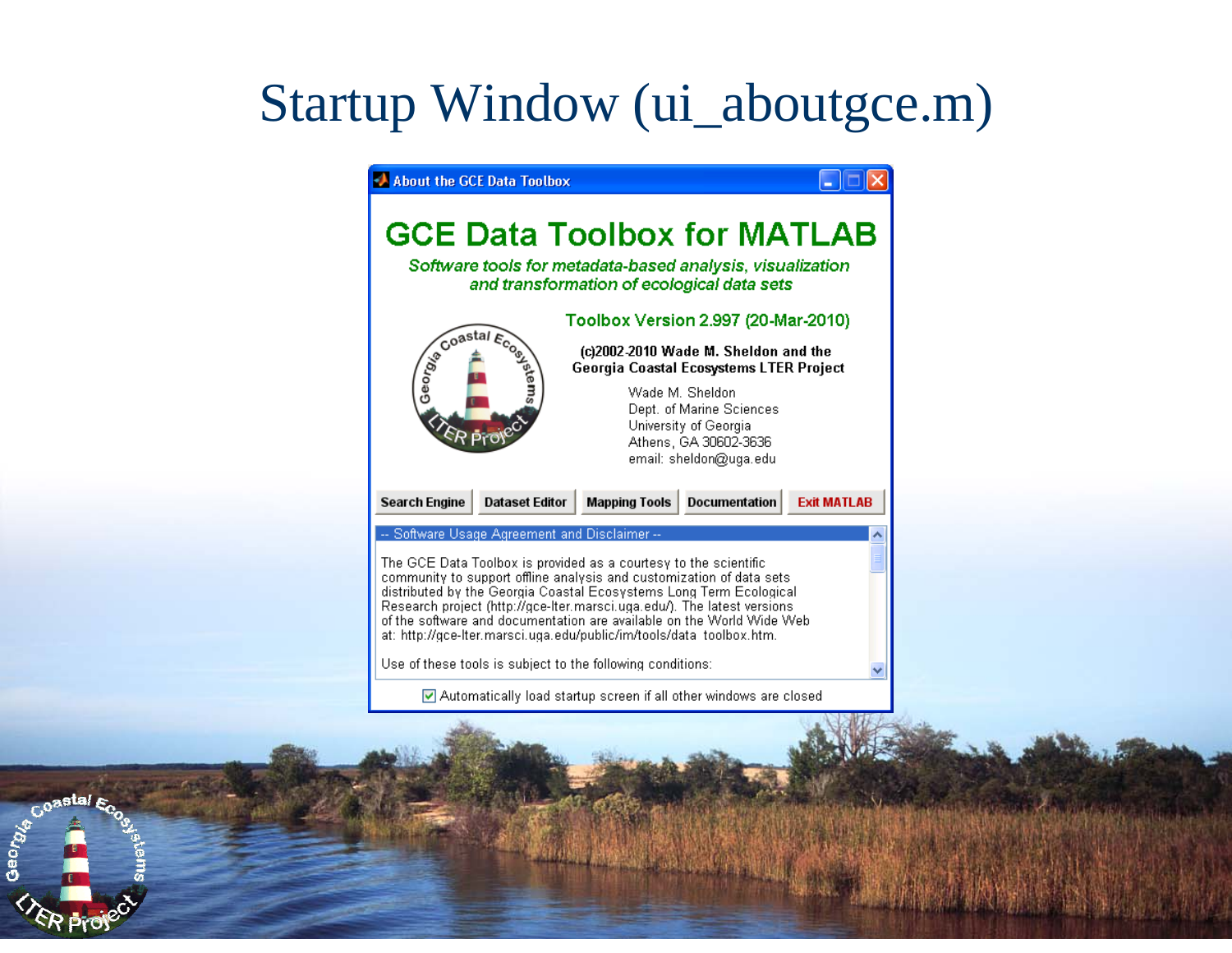# Startup Window (ui_aboutgce.m)

About the GCE Data Toolbox

## GCE Data Toolbox for MATLAB

*Software tools for metadata-based analysis, visualization and transformation of ecological data sets*

Toolbox Version 2.997 (20-Mar-2010)

**(c)2002-2010 Wade M. Sheldon and the Georgia Coastal Ecosystems LTER Project**

Wade M. Sheldon
Dept. of Marine Sciences
University of Georgia
Athens, GA 30602-3636
email: sheldon@uga.edu

Search Engine | Dataset Editor | Mapping Tools | Documentation | Exit MATLAB

-- Software Usage Agreement and Disclaimer --

The GCE Data Toolbox is provided as a courtesy to the scientific community to support offline analysis and customization of data sets distributed by the Georgia Coastal Ecosystems Long Term Ecological Research project (http://gce-lter.marsci.uga.edu/). The latest versions of the software and documentation are available on the World Wide Web at: http://gce-lter.marsci.uga.edu/public/im/tools/data_toolbox.htm.

Use of these tools is subject to the following conditions:

☑ Automatically load startup screen if all other windows are closed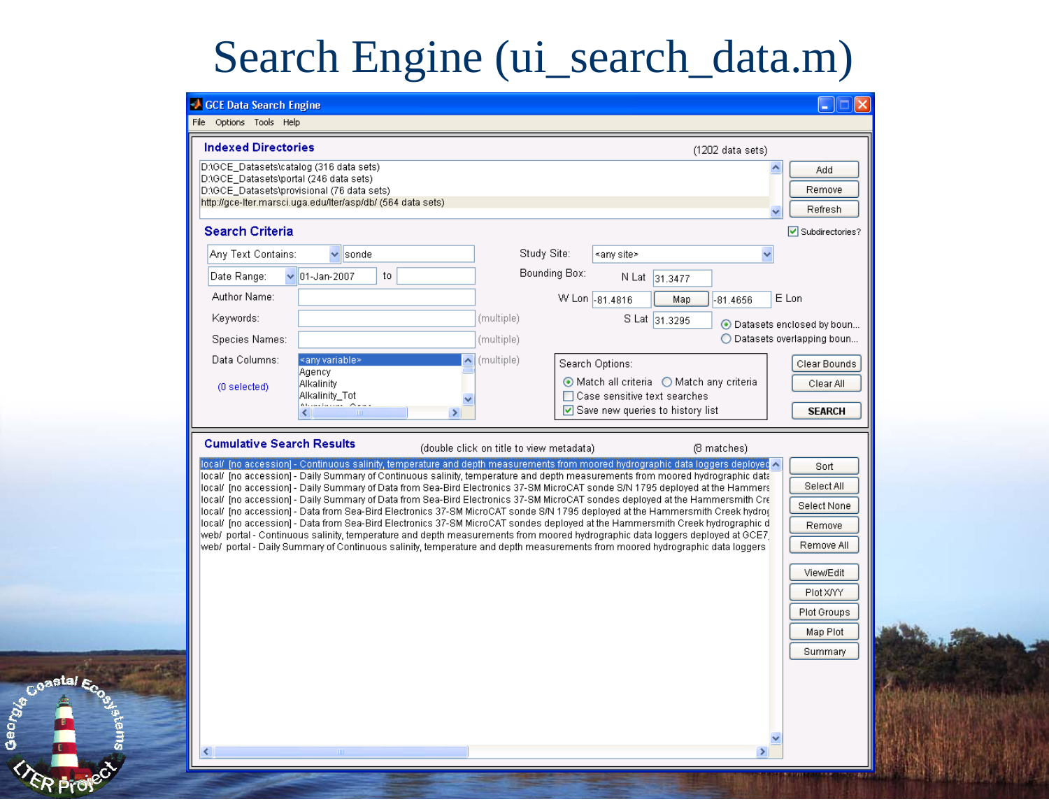# Search Engine (ui_search_data.m)

GCE Data Search Engine

File Options Tools Help

**Indexed Directories** (1202 data sets)

D:\GCE_Datasets\catalog (316 data sets)
D:\GCE_Datasets\portal (246 data sets)
D:\GCE_Datasets\provisional (76 data sets)
http://gce-lter.marsci.uga.edu/lter/asp/db/ (564 data sets)

Add | Remove | Refresh

**Search Criteria**

Subdirectories?

Any Text Contains: sonde

Date Range: 01-Jan-2007 to

Author Name:

Keywords: (multiple)

Species Names: (multiple)

Data Columns: (multiple)
(0 selected)
<any variable>
Agency
Alkalinity
Alkalinity_Tot

Study Site: <any site>

Bounding Box: N Lat 31.3477
W Lon -81.4816 Map -81.4656 E Lon
S Lat 31.3295

Datasets enclosed by boun...
Datasets overlapping boun...

Search Options:
Match all criteria | Match any criteria
Case sensitive text searches
Save new queries to history list

Clear Bounds | Clear All | SEARCH

**Cumulative Search Results** (double click on title to view metadata) (8 matches)

local/ [no accession] - Continuous salinity, temperature and depth measurements from moored hydrographic data loggers deployed
local/ [no accession] - Daily Summary of Continuous salinity, temperature and depth measurements from moored hydrographic data
local/ [no accession] - Daily Summary of Data from Sea-Bird Electronics 37-SM MicroCAT sonde S/N 1795 deployed at the Hammers
local/ [no accession] - Daily Summary of Data from Sea-Bird Electronics 37-SM MicroCAT sondes deployed at the Hammersmith Cre
local/ [no accession] - Data from Sea-Bird Electronics 37-SM MicroCAT sonde S/N 1795 deployed at the Hammersmith Creek hydrog
local/ [no accession] - Data from Sea-Bird Electronics 37-SM MicroCAT sondes deployed at the Hammersmith Creek hydrographic d
web/ portal - Continuous salinity, temperature and depth measurements from moored hydrographic data loggers deployed at GCE7
web/ portal - Daily Summary of Continuous salinity, temperature and depth measurements from moored hydrographic data loggers

Sort | Select All | Select None | Remove | Remove All | View/Edit | Plot X/YY | Plot Groups | Map Plot | Summary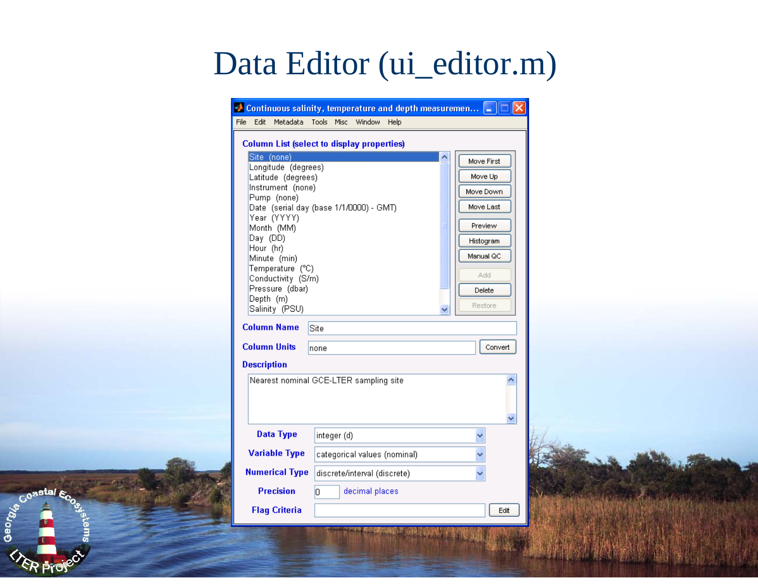# Data Editor (ui_editor.m)

Continuous salinity, temperature and depth measuremen...

File Edit Metadata Tools Misc Window Help

**Column List (select to display properties)**

- Site (none)
- Longitude (degrees)
- Latitude (degrees)
- Instrument (none)
- Pump (none)
- Date (serial day (base 1/1/0000) - GMT)
- Year (YYYY)
- Month (MM)
- Day (DD)
- Hour (hr)
- Minute (min)
- Temperature (°C)
- Conductivity (S/m)
- Pressure (dbar)
- Depth (m)
- Salinity (PSU)

Move First | Move Up | Move Down | Move Last | Preview | Histogram | Manual QC | Add | Delete | Restore

**Column Name** Site

**Column Units** none [Convert]

**Description**

Nearest nominal GCE-LTER sampling site

**Data Type** integer (d)

**Variable Type** categorical values (nominal)

**Numerical Type** discrete/interval (discrete)

**Precision** 0 decimal places

**Flag Criteria** [Edit]

Georgia Coastal Ecosystems LTER Project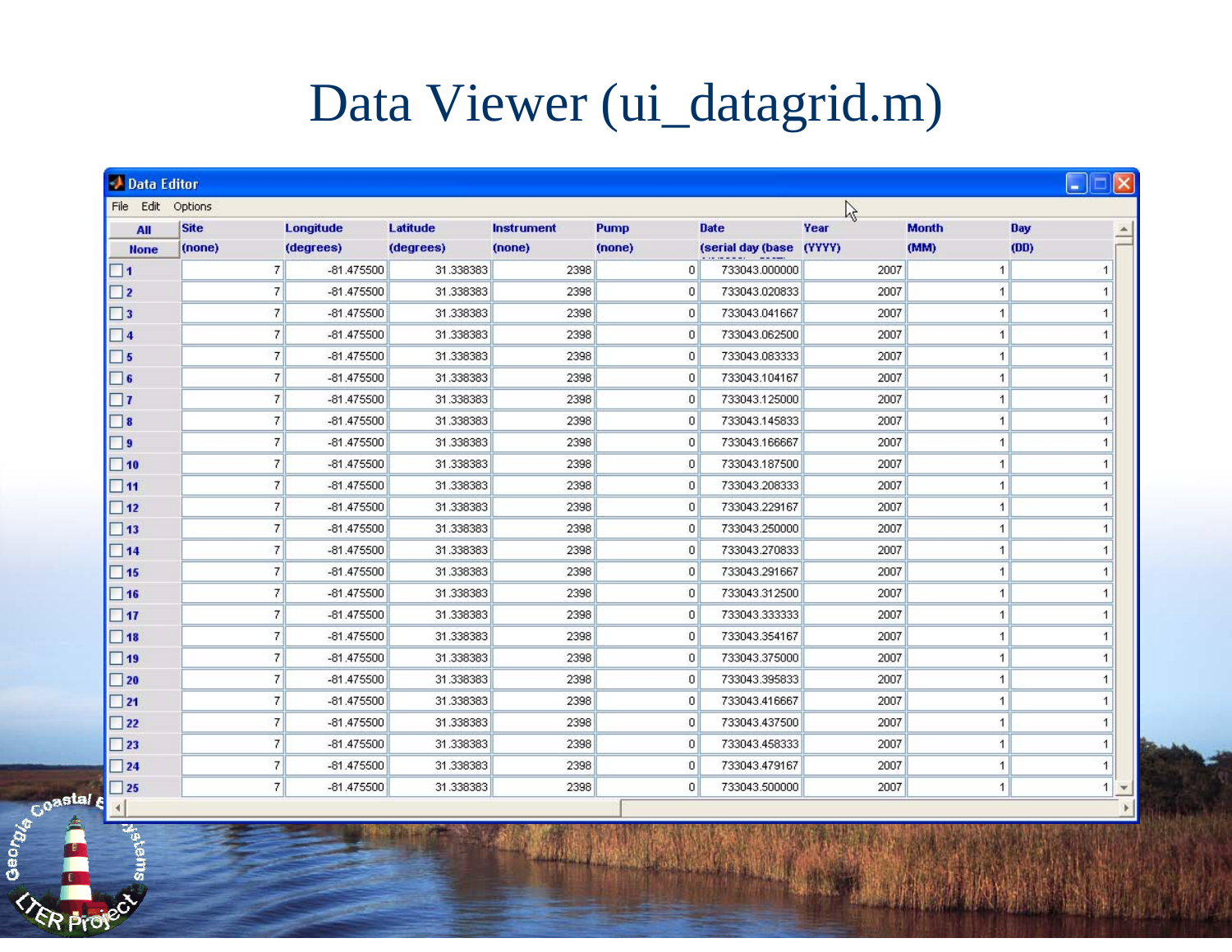# Data Viewer (ui_datagrid.m)

Data Editor

File Edit Options

| All / None | Site (none) | Longitude (degrees) | Latitude (degrees) | Instrument (none) | Pump (none) | Date (serial day (base | Year (YYYY) | Month (MM) | Day (DD) |
|---|---|---|---|---|---|---|---|---|---|
| 1 | 7 | -81.475500 | 31.338383 | 2398 | 0 | 733043.000000 | 2007 | 1 | 1 |
| 2 | 7 | -81.475500 | 31.338383 | 2398 | 0 | 733043.020833 | 2007 | 1 | 1 |
| 3 | 7 | -81.475500 | 31.338383 | 2398 | 0 | 733043.041667 | 2007 | 1 | 1 |
| 4 | 7 | -81.475500 | 31.338383 | 2398 | 0 | 733043.062500 | 2007 | 1 | 1 |
| 5 | 7 | -81.475500 | 31.338383 | 2398 | 0 | 733043.083333 | 2007 | 1 | 1 |
| 6 | 7 | -81.475500 | 31.338383 | 2398 | 0 | 733043.104167 | 2007 | 1 | 1 |
| 7 | 7 | -81.475500 | 31.338383 | 2398 | 0 | 733043.125000 | 2007 | 1 | 1 |
| 8 | 7 | -81.475500 | 31.338383 | 2398 | 0 | 733043.145833 | 2007 | 1 | 1 |
| 9 | 7 | -81.475500 | 31.338383 | 2398 | 0 | 733043.166667 | 2007 | 1 | 1 |
| 10 | 7 | -81.475500 | 31.338383 | 2398 | 0 | 733043.187500 | 2007 | 1 | 1 |
| 11 | 7 | -81.475500 | 31.338383 | 2398 | 0 | 733043.208333 | 2007 | 1 | 1 |
| 12 | 7 | -81.475500 | 31.338383 | 2398 | 0 | 733043.229167 | 2007 | 1 | 1 |
| 13 | 7 | -81.475500 | 31.338383 | 2398 | 0 | 733043.250000 | 2007 | 1 | 1 |
| 14 | 7 | -81.475500 | 31.338383 | 2398 | 0 | 733043.270833 | 2007 | 1 | 1 |
| 15 | 7 | -81.475500 | 31.338383 | 2398 | 0 | 733043.291667 | 2007 | 1 | 1 |
| 16 | 7 | -81.475500 | 31.338383 | 2398 | 0 | 733043.312500 | 2007 | 1 | 1 |
| 17 | 7 | -81.475500 | 31.338383 | 2398 | 0 | 733043.333333 | 2007 | 1 | 1 |
| 18 | 7 | -81.475500 | 31.338383 | 2398 | 0 | 733043.354167 | 2007 | 1 | 1 |
| 19 | 7 | -81.475500 | 31.338383 | 2398 | 0 | 733043.375000 | 2007 | 1 | 1 |
| 20 | 7 | -81.475500 | 31.338383 | 2398 | 0 | 733043.395833 | 2007 | 1 | 1 |
| 21 | 7 | -81.475500 | 31.338383 | 2398 | 0 | 733043.416667 | 2007 | 1 | 1 |
| 22 | 7 | -81.475500 | 31.338383 | 2398 | 0 | 733043.437500 | 2007 | 1 | 1 |
| 23 | 7 | -81.475500 | 31.338383 | 2398 | 0 | 733043.458333 | 2007 | 1 | 1 |
| 24 | 7 | -81.475500 | 31.338383 | 2398 | 0 | 733043.479167 | 2007 | 1 | 1 |
| 25 | 7 | -81.475500 | 31.338383 | 2398 | 0 | 733043.500000 | 2007 | 1 | 1 |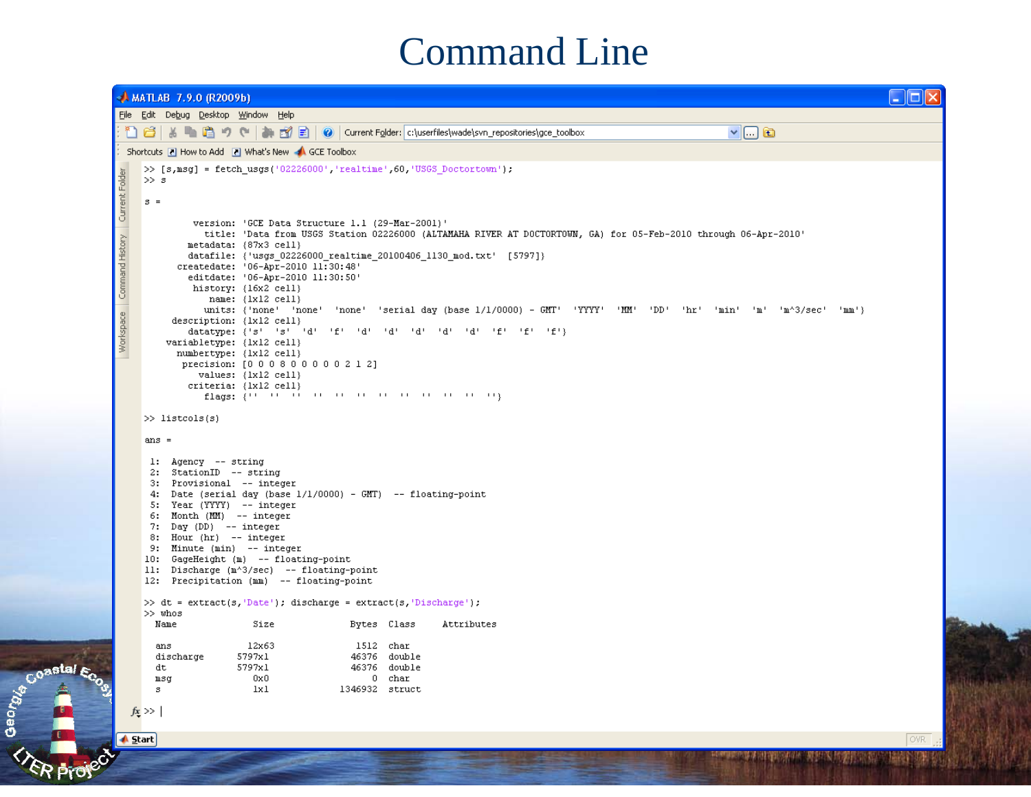# Command Line

MATLAB 7.9.0 (R2009b)

File Edit Debug Desktop Window Help

Current Folder: c:\userfiles\wade\svn_repositories\gce_toolbox

Shortcuts How to Add What's New GCE Toolbox

```
>> [s,msg] = fetch_usgs('02226000','realtime',60,'USGS_Doctortown');
>> s

s = 

        version: 'GCE Data Structure 1.1 (29-Mar-2001)'
          title: 'Data from USGS Station 02226000 (ALTAMAHA RIVER AT DOCTORTOWN, GA) for 05-Feb-2010 through 06-Apr-2010'
       metadata: {87x3 cell}
       datafile: {'usgs_02226000_realtime_20100406_1130_mod.txt'  [5797]}
     createdate: '06-Apr-2010 11:30:48'
       editdate: '06-Apr-2010 11:30:50'
        history: {16x2 cell}
           name: {1x12 cell}
          units: {'none'  'none'  'none'  'serial day (base 1/1/0000) - GMT'  'YYYY'  'MM'  'DD'  'hr'  'min'  'm'  'm^3/sec'  'mm'}
    description: {1x12 cell}
       datatype: {'s'  's'  'd'  'f'  'd'  'd'  'd'  'd'  'd'  'f'  'f'  'f'}
   variabletype: {1x12 cell}
     numbertype: {1x12 cell}
      precision: [0 0 0 8 0 0 0 0 0 2 1 2]
         values: {1x12 cell}
       criteria: {1x12 cell}
          flags: {''  ''  ''  ''  ''  ''  ''  ''  ''  ''  ''  ''}

>> listcols(s)

ans =

 1:  Agency  -- string
 2:  StationID  -- string
 3:  Provisional  -- integer
 4:  Date (serial day (base 1/1/0000) - GMT)  -- floating-point
 5:  Year (YYYY)  -- integer
 6:  Month (MM)  -- integer
 7:  Day (DD)  -- integer
 8:  Hour (hr)  -- integer
 9:  Minute (min)  -- integer
10:  GageHeight (m)  -- floating-point
11:  Discharge (m^3/sec)  -- floating-point
12:  Precipitation (mm)  -- floating-point

>> dt = extract(s,'Date'); discharge = extract(s,'Discharge');
>> whos
  Name              Size               Bytes  Class     Attributes

  ans              12x63                1512  char
  discharge      5797x1                46376  double
  dt             5797x1                46376  double
  msg               0x0                    0  char
  s                 1x1              1346932  struct

fx >> |
```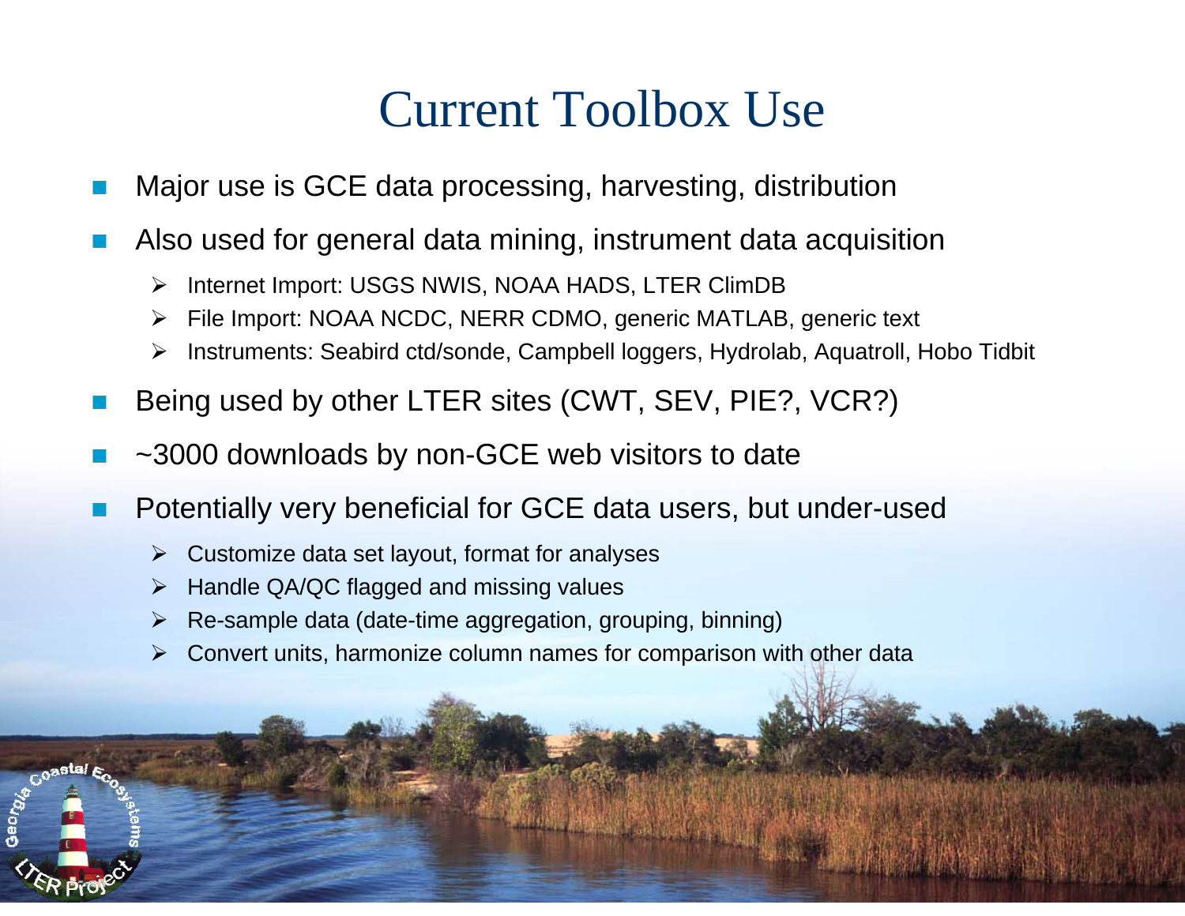# Current Toolbox Use

- Major use is GCE data processing, harvesting, distribution
- Also used for general data mining, instrument data acquisition
  - Internet Import: USGS NWIS, NOAA HADS, LTER ClimDB
  - File Import: NOAA NCDC, NERR CDMO, generic MATLAB, generic text
  - Instruments: Seabird ctd/sonde, Campbell loggers, Hydrolab, Aquatroll, Hobo Tidbit
- Being used by other LTER sites (CWT, SEV, PIE?, VCR?)
- ~3000 downloads by non-GCE web visitors to date
- Potentially very beneficial for GCE data users, but under-used
  - Customize data set layout, format for analyses
  - Handle QA/QC flagged and missing values
  - Re-sample data (date-time aggregation, grouping, binning)
  - Convert units, harmonize column names for comparison with other data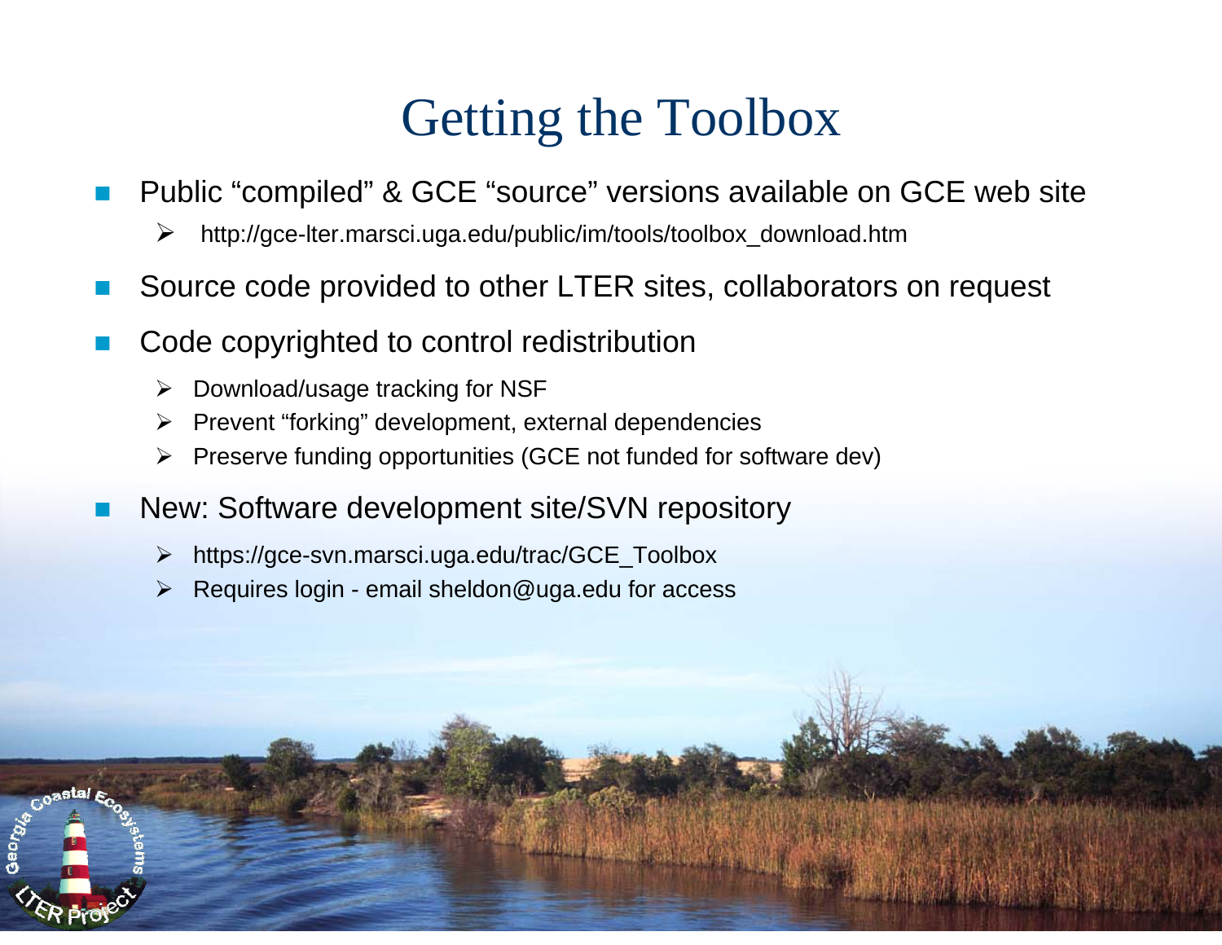# Getting the Toolbox

- Public "compiled" & GCE "source" versions available on GCE web site
  - http://gce-lter.marsci.uga.edu/public/im/tools/toolbox_download.htm
- Source code provided to other LTER sites, collaborators on request
- Code copyrighted to control redistribution
  - Download/usage tracking for NSF
  - Prevent "forking" development, external dependencies
  - Preserve funding opportunities (GCE not funded for software dev)
- New: Software development site/SVN repository
  - https://gce-svn.marsci.uga.edu/trac/GCE_Toolbox
  - Requires login - email sheldon@uga.edu for access